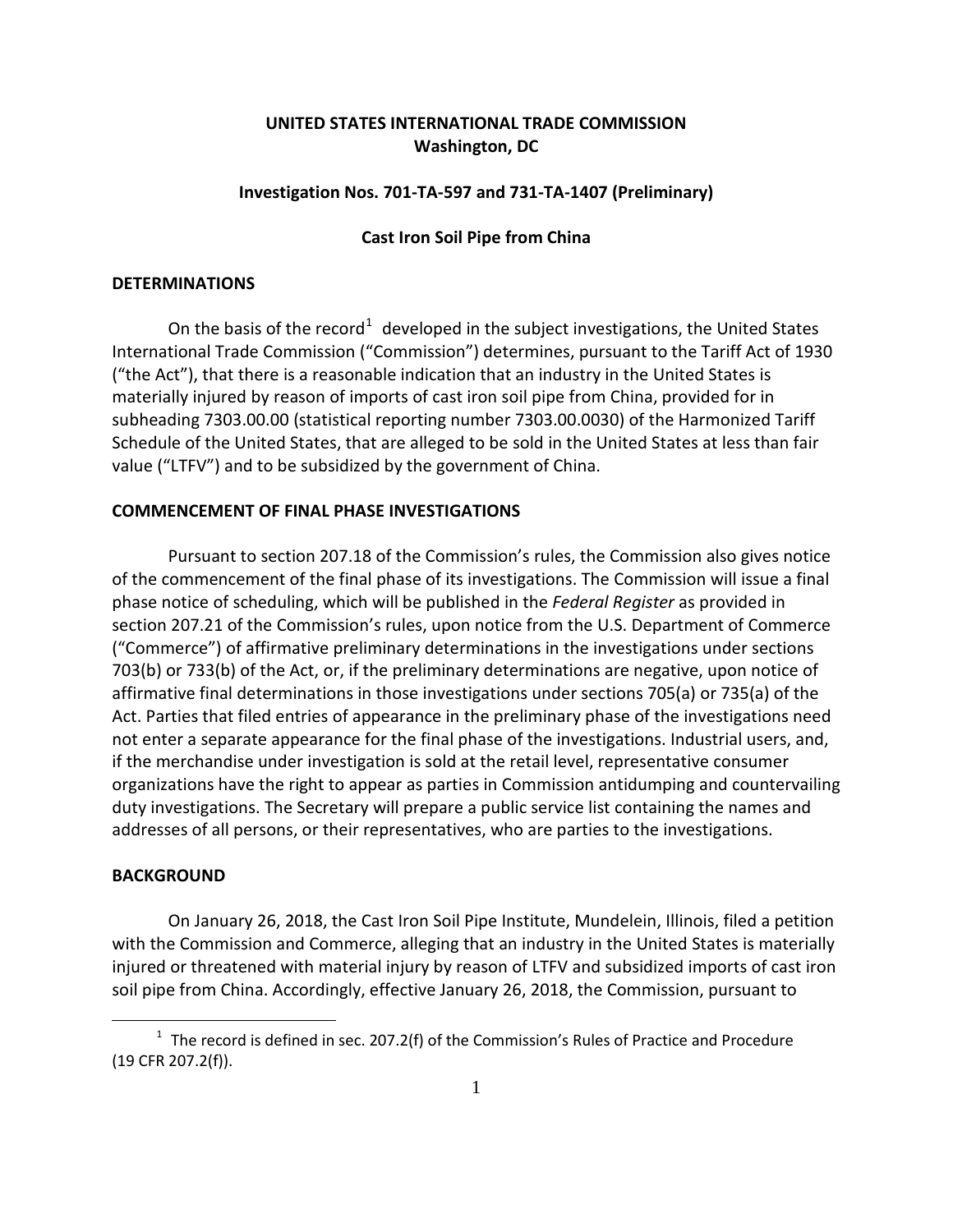**UNITED STATES INTERNATIONAL TRADE COMMISSION**
**Washington, DC**

**Investigation Nos. 701-TA-597 and 731-TA-1407 (Preliminary)**

**Cast Iron Soil Pipe from China**

## DETERMINATIONS

On the basis of the record[1] developed in the subject investigations, the United States International Trade Commission ("Commission") determines, pursuant to the Tariff Act of 1930 ("the Act"), that there is a reasonable indication that an industry in the United States is materially injured by reason of imports of cast iron soil pipe from China, provided for in subheading 7303.00.00 (statistical reporting number 7303.00.0030) of the Harmonized Tariff Schedule of the United States, that are alleged to be sold in the United States at less than fair value ("LTFV") and to be subsidized by the government of China.

## COMMENCEMENT OF FINAL PHASE INVESTIGATIONS

Pursuant to section 207.18 of the Commission's rules, the Commission also gives notice of the commencement of the final phase of its investigations. The Commission will issue a final phase notice of scheduling, which will be published in the *Federal Register* as provided in section 207.21 of the Commission's rules, upon notice from the U.S. Department of Commerce ("Commerce") of affirmative preliminary determinations in the investigations under sections 703(b) or 733(b) of the Act, or, if the preliminary determinations are negative, upon notice of affirmative final determinations in those investigations under sections 705(a) or 735(a) of the Act. Parties that filed entries of appearance in the preliminary phase of the investigations need not enter a separate appearance for the final phase of the investigations. Industrial users, and, if the merchandise under investigation is sold at the retail level, representative consumer organizations have the right to appear as parties in Commission antidumping and countervailing duty investigations. The Secretary will prepare a public service list containing the names and addresses of all persons, or their representatives, who are parties to the investigations.

## BACKGROUND

On January 26, 2018, the Cast Iron Soil Pipe Institute, Mundelein, Illinois, filed a petition with the Commission and Commerce, alleging that an industry in the United States is materially injured or threatened with material injury by reason of LTFV and subsidized imports of cast iron soil pipe from China. Accordingly, effective January 26, 2018, the Commission, pursuant to

[1] The record is defined in sec. 207.2(f) of the Commission's Rules of Practice and Procedure (19 CFR 207.2(f)).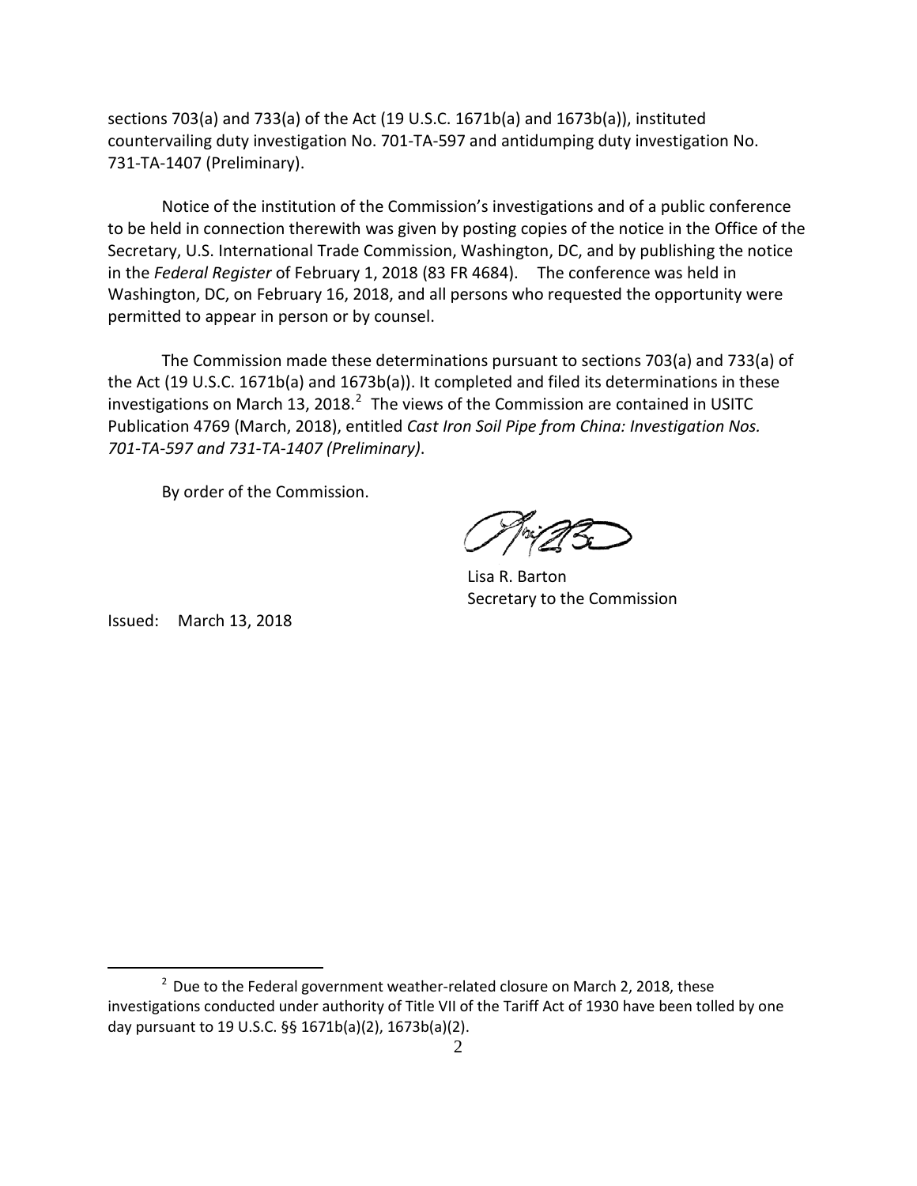sections 703(a) and 733(a) of the Act (19 U.S.C. 1671b(a) and 1673b(a)), instituted countervailing duty investigation No. 701-TA-597 and antidumping duty investigation No. 731-TA-1407 (Preliminary).

Notice of the institution of the Commission's investigations and of a public conference to be held in connection therewith was given by posting copies of the notice in the Office of the Secretary, U.S. International Trade Commission, Washington, DC, and by publishing the notice in the *Federal Register* of February 1, 2018 (83 FR 4684). The conference was held in Washington, DC, on February 16, 2018, and all persons who requested the opportunity were permitted to appear in person or by counsel.

The Commission made these determinations pursuant to sections 703(a) and 733(a) of the Act (19 U.S.C. 1671b(a) and 1673b(a)). It completed and filed its determinations in these investigations on March 13, 2018.[2] The views of the Commission are contained in USITC Publication 4769 (March, 2018), entitled *Cast Iron Soil Pipe from China: Investigation Nos. 701-TA-597 and 731-TA-1407 (Preliminary).*

By order of the Commission.

Lisa R. Barton
Secretary to the Commission

Issued: March 13, 2018

[2] Due to the Federal government weather-related closure on March 2, 2018, these investigations conducted under authority of Title VII of the Tariff Act of 1930 have been tolled by one day pursuant to 19 U.S.C. §§ 1671b(a)(2), 1673b(a)(2).